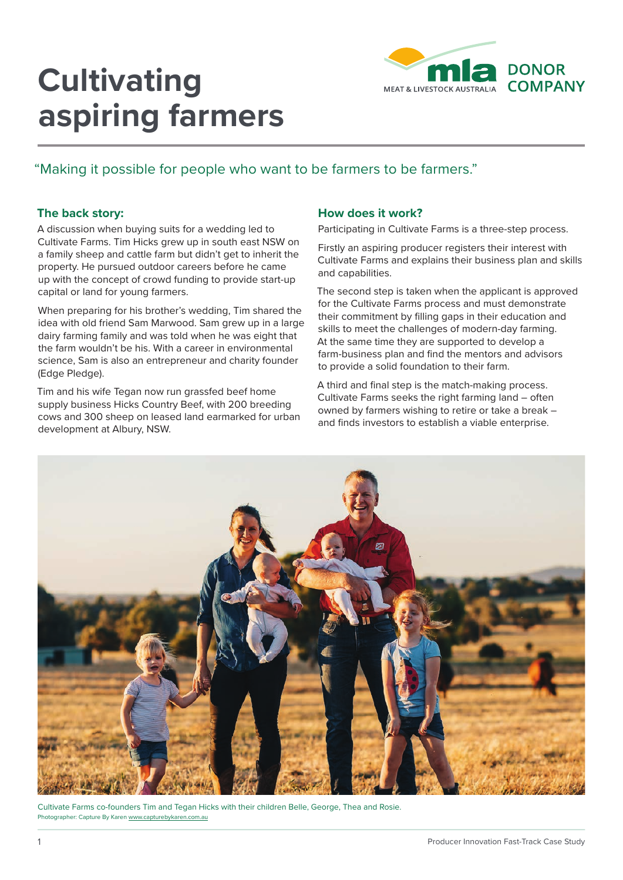# Cultivating aspiring farmers

MLA DONOR COMPANY

"Making it possible for people who want to be farmers to be farmers."

### The back story:

A discussion when buying suits for a wedding led to Cultivate Farms. Tim Hicks grew up in south east NSW on a family sheep and cattle farm but didn't get to inherit the property. He pursued outdoor careers before he came up with the concept of crowd funding to provide start-up capital or land for young farmers.

When preparing for his brother's wedding, Tim shared the idea with old friend Sam Marwood. Sam grew up in a large dairy farming family and was told when he was eight that the farm wouldn't be his. With a career in environmental science, Sam is also an entrepreneur and charity founder (Edge Pledge).

Tim and his wife Tegan now run grassfed beef home supply business Hicks Country Beef, with 200 breeding cows and 300 sheep on leased land earmarked for urban development at Albury, NSW.

### How does it work?

Participating in Cultivate Farms is a three-step process.

Firstly an aspiring producer registers their interest with Cultivate Farms and explains their business plan and skills and capabilities.

The second step is taken when the applicant is approved for the Cultivate Farms process and must demonstrate their commitment by filling gaps in their education and skills to meet the challenges of modern-day farming. At the same time they are supported to develop a farm-business plan and find the mentors and advisors to provide a solid foundation to their farm.

A third and final step is the match-making process. Cultivate Farms seeks the right farming land – often owned by farmers wishing to retire or take a break – and finds investors to establish a viable enterprise.

Cultivate Farms co-founders Tim and Tegan Hicks with their children Belle, George, Thea and Rosie.
Photographer: Capture By Karen www.capturebykaren.com.au

Producer Innovation Fast-Track Case Study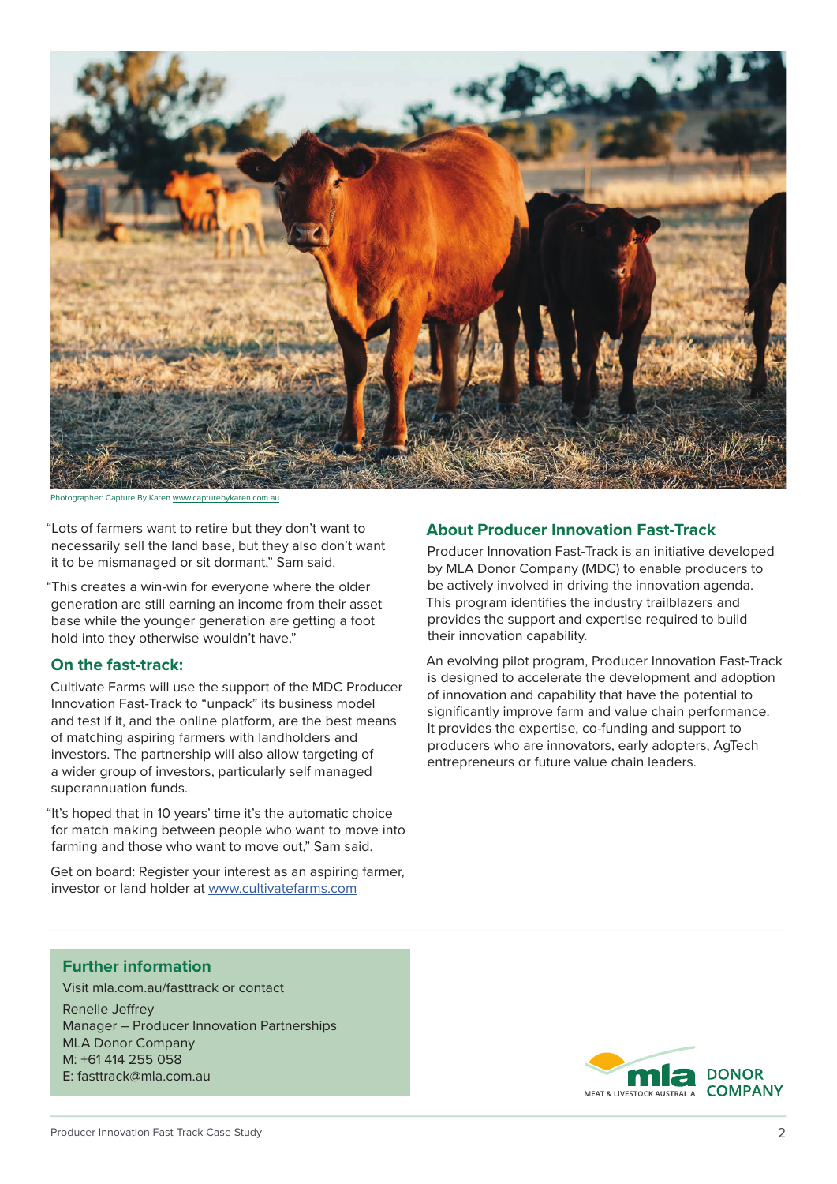Photographer: Capture By Karen www.capturebykaren.com.au

"Lots of farmers want to retire but they don't want to necessarily sell the land base, but they also don't want it to be mismanaged or sit dormant," Sam said.

"This creates a win-win for everyone where the older generation are still earning an income from their asset base while the younger generation are getting a foot hold into they otherwise wouldn't have."

## On the fast-track:

Cultivate Farms will use the support of the MDC Producer Innovation Fast-Track to "unpack" its business model and test if it, and the online platform, are the best means of matching aspiring farmers with landholders and investors. The partnership will also allow targeting of a wider group of investors, particularly self managed superannuation funds.

"It's hoped that in 10 years' time it's the automatic choice for match making between people who want to move into farming and those who want to move out," Sam said.

Get on board: Register your interest as an aspiring farmer, investor or land holder at www.cultivatefarms.com

## About Producer Innovation Fast-Track

Producer Innovation Fast-Track is an initiative developed by MLA Donor Company (MDC) to enable producers to be actively involved in driving the innovation agenda. This program identifies the industry trailblazers and provides the support and expertise required to build their innovation capability.

An evolving pilot program, Producer Innovation Fast-Track is designed to accelerate the development and adoption of innovation and capability that have the potential to significantly improve farm and value chain performance. It provides the expertise, co-funding and support to producers who are innovators, early adopters, AgTech entrepreneurs or future value chain leaders.

## Further information

Visit mla.com.au/fasttrack or contact

Renelle Jeffrey
Manager – Producer Innovation Partnerships
MLA Donor Company
M: +61 414 255 058
E: fasttrack@mla.com.au

mla MEAT & LIVESTOCK AUSTRALIA DONOR COMPANY